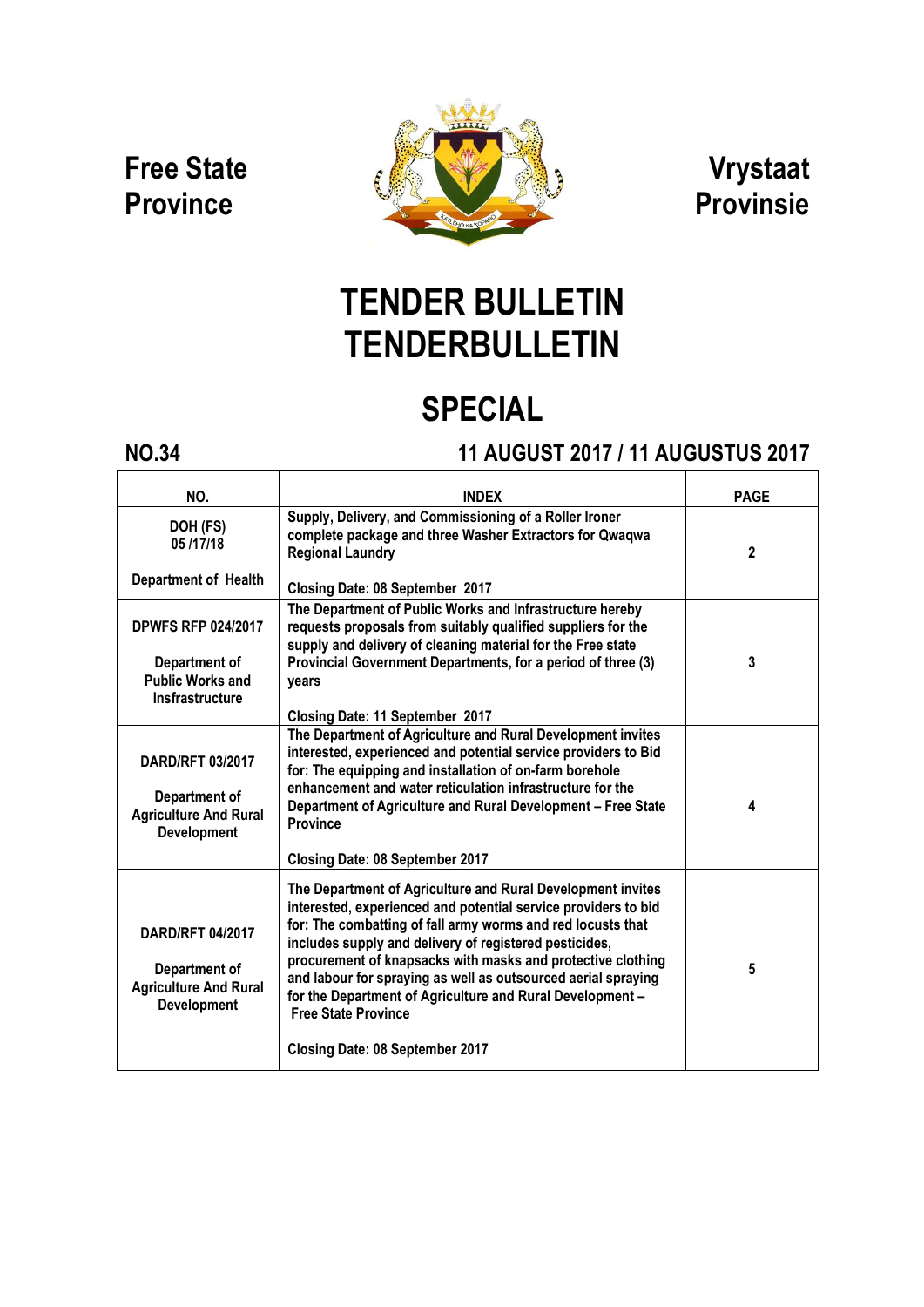**Free State Province** | **Vrystaat Provinsie**

# TENDER BULLETIN
# TENDERBULLETIN

## SPECIAL

**NO.34** | **11 AUGUST 2017 / 11 AUGUSTUS 2017**

| NO. | INDEX | PAGE |
|---|---|---|
| DOH (FS) 05 /17/18<br><br>Department of Health | Supply, Delivery, and Commissioning of a Roller Ironer complete package and three Washer Extractors for Qwaqwa Regional Laundry<br><br>Closing Date: 08 September 2017 | 2 |
| DPWFS RFP 024/2017<br><br>Department of Public Works and Insfrastructure | The Department of Public Works and Infrastructure hereby requests proposals from suitably qualified suppliers for the supply and delivery of cleaning material for the Free state Provincial Government Departments, for a period of three (3) years<br><br>Closing Date: 11 September 2017 | 3 |
| DARD/RFT 03/2017<br><br>Department of Agriculture And Rural Development | The Department of Agriculture and Rural Development invites interested, experienced and potential service providers to Bid for: The equipping and installation of on-farm borehole enhancement and water reticulation infrastructure for the Department of Agriculture and Rural Development – Free State Province<br><br>Closing Date: 08 September 2017 | 4 |
| DARD/RFT 04/2017<br><br>Department of Agriculture And Rural Development | The Department of Agriculture and Rural Development invites interested, experienced and potential service providers to bid for: The combatting of fall army worms and red locusts that includes supply and delivery of registered pesticides, procurement of knapsacks with masks and protective clothing and labour for spraying as well as outsourced aerial spraying for the Department of Agriculture and Rural Development – Free State Province<br><br>Closing Date: 08 September 2017 | 5 |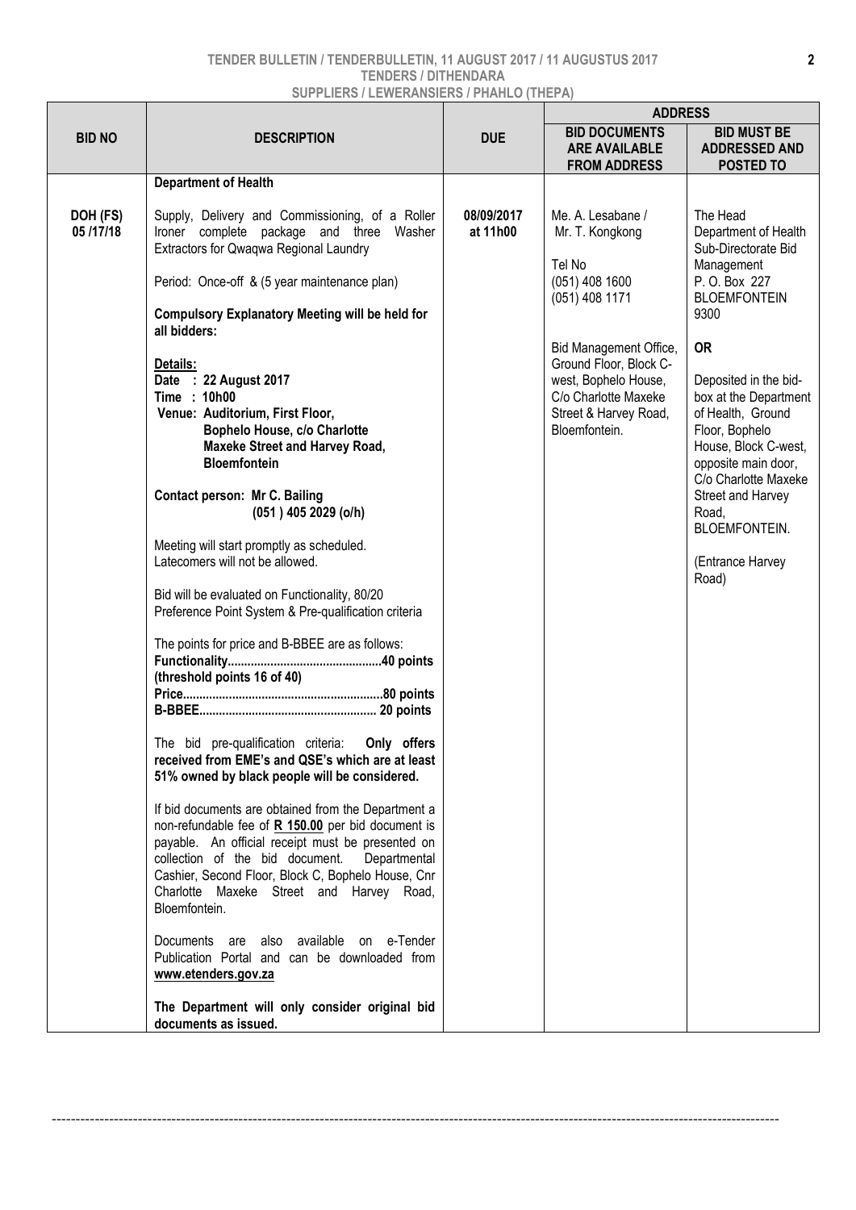| BID NO | DESCRIPTION | DUE | ADDRESS | |
|---|---|---|---|---|
| | | | **BID DOCUMENTS ARE AVAILABLE FROM ADDRESS** | **BID MUST BE ADDRESSED AND POSTED TO** |
| | **Department of Health** | | | |
| **DOH (FS) 05 /17/18** | Supply, Delivery and Commissioning, of a Roller Ironer complete package and three Washer Extractors for Qwaqwa Regional Laundry<br><br>Period: Once-off & (5 year maintenance plan)<br><br>**Compulsory Explanatory Meeting will be held for all bidders:**<br><br>**Details:**<br>**Date : 22 August 2017**<br>**Time : 10h00**<br>**Venue: Auditorium, First Floor, Bophelo House, c/o Charlotte Maxeke Street and Harvey Road, Bloemfontein**<br><br>**Contact person: Mr C. Bailing (051 ) 405 2029 (o/h)**<br><br>Meeting will start promptly as scheduled.<br>Latecomers will not be allowed.<br><br>Bid will be evaluated on Functionality, 80/20 Preference Point System & Pre-qualification criteria<br><br>The points for price and B-BBEE are as follows:<br>**Functionality..............................................40 points**<br>**(threshold points 16 of 40)**<br>**Price............................................................80 points**<br>**B-BBEE..................................................... 20 points**<br><br>The bid pre-qualification criteria: **Only offers received from EME's and QSE's which are at least 51% owned by black people will be considered.**<br><br>If bid documents are obtained from the Department a non-refundable fee of **R 150.00** per bid document is payable. An official receipt must be presented on collection of the bid document. Departmental Cashier, Second Floor, Block C, Bophelo House, Cnr Charlotte Maxeke Street and Harvey Road, Bloemfontein.<br><br>Documents are also available on e-Tender Publication Portal and can be downloaded from **www.etenders.gov.za**<br><br>**The Department will only consider original bid documents as issued.** | **08/09/2017 at 11h00** | Me. A. Lesabane / Mr. T. Kongkong<br><br>Tel No<br>(051) 408 1600<br>(051) 408 1171<br><br>Bid Management Office, Ground Floor, Block C-west, Bophelo House, C/o Charlotte Maxeke Street & Harvey Road, Bloemfontein. | The Head<br>Department of Health<br>Sub-Directorate Bid Management<br>P. O. Box 227<br>BLOEMFONTEIN<br>9300<br><br>**OR**<br><br>Deposited in the bid-box at the Department of Health, Ground Floor, Bophelo House, Block C-west, opposite main door, C/o Charlotte Maxeke Street and Harvey Road, BLOEMFONTEIN.<br><br>(Entrance Harvey Road) |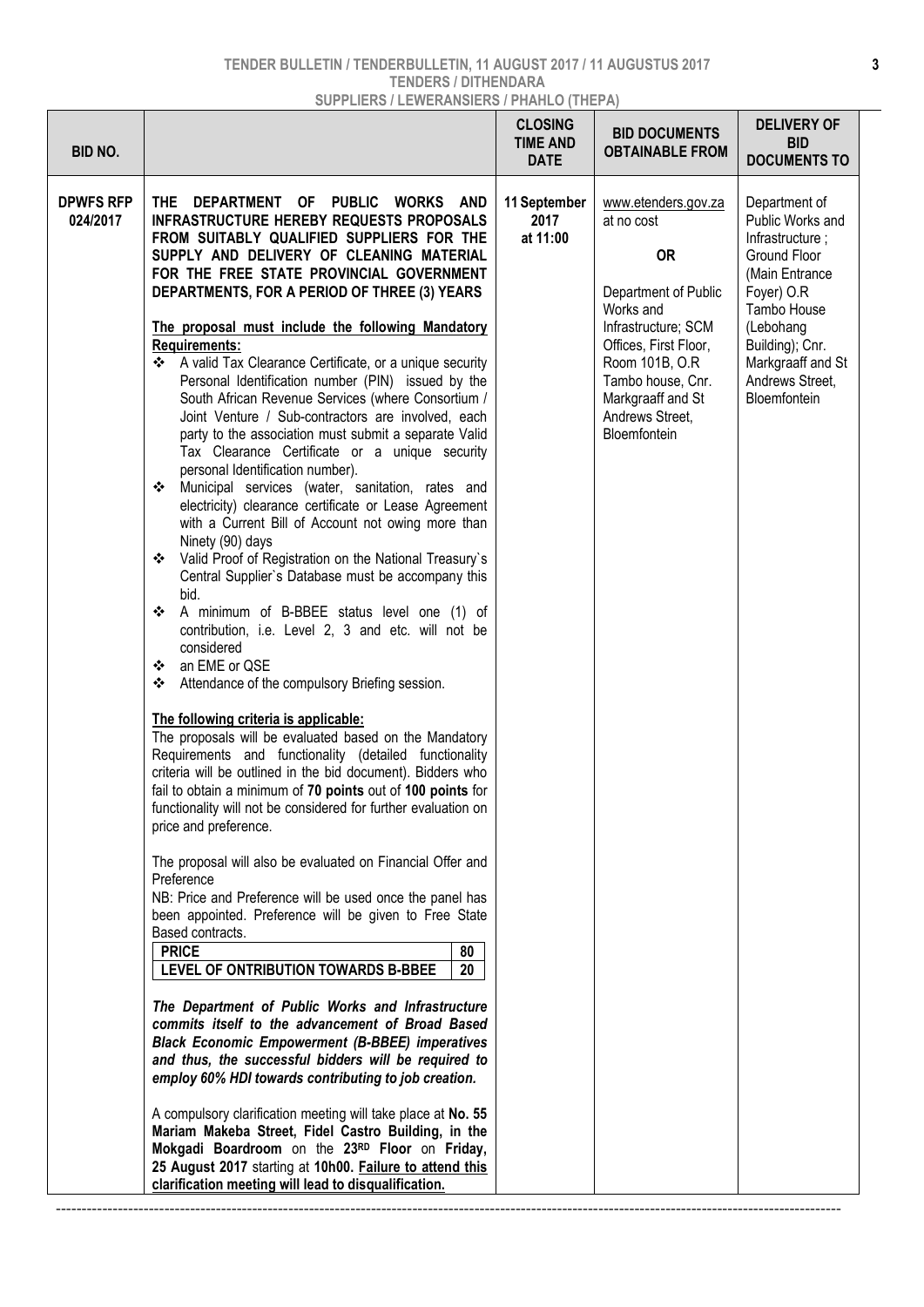**TENDER BULLETIN / TENDERBULLETIN, 11 AUGUST 2017 / 11 AUGUSTUS 2017**
**TENDERS / DITHENDARA**
**SUPPLIERS / LEWERANSIERS / PHAHLO (THEPA)**

| BID NO. | | CLOSING TIME AND DATE | BID DOCUMENTS OBTAINABLE FROM | DELIVERY OF BID DOCUMENTS TO |
|---|---|---|---|---|
| **DPWFS RFP 024/2017** | **THE DEPARTMENT OF PUBLIC WORKS AND INFRASTRUCTURE HEREBY REQUESTS PROPOSALS FROM SUITABLY QUALIFIED SUPPLIERS FOR THE SUPPLY AND DELIVERY OF CLEANING MATERIAL FOR THE FREE STATE PROVINCIAL GOVERNMENT DEPARTMENTS, FOR A PERIOD OF THREE (3) YEARS**<br><br>**The proposal must include the following Mandatory Requirements:**<br>❖ A valid Tax Clearance Certificate, or a unique security Personal Identification number (PIN) issued by the South African Revenue Services (where Consortium / Joint Venture / Sub-contractors are involved, each party to the association must submit a separate Valid Tax Clearance Certificate or a unique security personal Identification number).<br>❖ Municipal services (water, sanitation, rates and electricity) clearance certificate or Lease Agreement with a Current Bill of Account not owing more than Ninety (90) days<br>❖ Valid Proof of Registration on the National Treasury`s Central Supplier`s Database must be accompany this bid.<br>❖ A minimum of B-BBEE status level one (1) of contribution, i.e. Level 2, 3 and etc. will not be considered<br>❖ an EME or QSE<br>❖ Attendance of the compulsory Briefing session.<br><br>**The following criteria is applicable:**<br>The proposals will be evaluated based on the Mandatory Requirements and functionality (detailed functionality criteria will be outlined in the bid document). Bidders who fail to obtain a minimum of **70 points** out of **100 points** for functionality will not be considered for further evaluation on price and preference.<br><br>The proposal will also be evaluated on Financial Offer and Preference<br>NB: Price and Preference will be used once the panel has been appointed. Preference will be given to Free State Based contracts.<br>**PRICE** – **80**<br>**LEVEL OF ONTRIBUTION TOWARDS B-BBEE** – **20**<br><br>***The Department of Public Works and Infrastructure commits itself to the advancement of Broad Based Black Economic Empowerment (B-BBEE) imperatives and thus, the successful bidders will be required to employ 60% HDI towards contributing to job creation.***<br><br>A compulsory clarification meeting will take place at **No. 55 Mariam Makeba Street, Fidel Castro Building, in the Mokgadi Boardroom** on the **23RD Floor** on **Friday, 25 August 2017** starting at **10h00. Failure to attend this clarification meeting will lead to disqualification.** | **11 September 2017 at 11:00** | www.etenders.gov.za at no cost<br><br>**OR**<br><br>Department of Public Works and Infrastructure; SCM Offices, First Floor, Room 101B, O.R Tambo house, Cnr. Markgraaff and St Andrews Street, Bloemfontein | Department of Public Works and Infrastructure ; Ground Floor (Main Entrance Foyer) O.R Tambo House (Lebohang Building); Cnr. Markgraaff and St Andrews Street, Bloemfontein |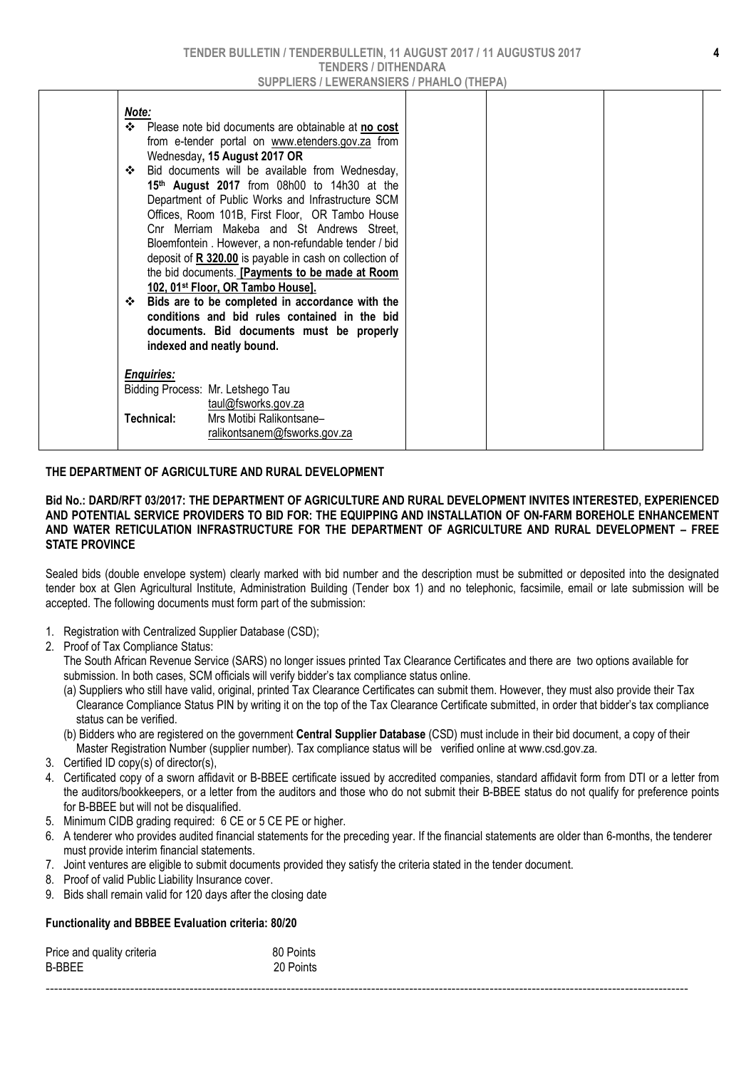| | | | | |
|---|---|---|---|---|
| | ***Note:*** <br> ❖ Please note bid documents are obtainable at **no cost** from e-tender portal on www.etenders.gov.za from Wednesday**, 15 August 2017 OR** <br> ❖ Bid documents will be available from Wednesday, **15th August 2017** from 08h00 to 14h30 at the Department of Public Works and Infrastructure SCM Offices, Room 101B, First Floor, OR Tambo House Cnr Merriam Makeba and St Andrews Street, Bloemfontein . However, a non-refundable tender / bid deposit of **R 320.00** is payable in cash on collection of the bid documents. **[Payments to be made at Room 102, 01st Floor, OR Tambo House].** <br> ❖ **Bids are to be completed in accordance with the conditions and bid rules contained in the bid documents. Bid documents must be properly indexed and neatly bound.** <br><br> ***Enquiries:*** <br> Bidding Process: Mr. Letshego Tau <br> taul@fsworks.gov.za <br> **Technical:** Mrs Motibi Ralikontsane– <br> ralikontsanem@fsworks.gov.za | | | |

**THE DEPARTMENT OF AGRICULTURE AND RURAL DEVELOPMENT**

**Bid No.: DARD/RFT 03/2017: THE DEPARTMENT OF AGRICULTURE AND RURAL DEVELOPMENT INVITES INTERESTED, EXPERIENCED AND POTENTIAL SERVICE PROVIDERS TO BID FOR: THE EQUIPPING AND INSTALLATION OF ON-FARM BOREHOLE ENHANCEMENT AND WATER RETICULATION INFRASTRUCTURE FOR THE DEPARTMENT OF AGRICULTURE AND RURAL DEVELOPMENT – FREE STATE PROVINCE**

Sealed bids (double envelope system) clearly marked with bid number and the description must be submitted or deposited into the designated tender box at Glen Agricultural Institute, Administration Building (Tender box 1) and no telephonic, facsimile, email or late submission will be accepted. The following documents must form part of the submission:

1. Registration with Centralized Supplier Database (CSD);
2. Proof of Tax Compliance Status:
   The South African Revenue Service (SARS) no longer issues printed Tax Clearance Certificates and there are two options available for submission. In both cases, SCM officials will verify bidder's tax compliance status online.
   (a) Suppliers who still have valid, original, printed Tax Clearance Certificates can submit them. However, they must also provide their Tax Clearance Compliance Status PIN by writing it on the top of the Tax Clearance Certificate submitted, in order that bidder's tax compliance status can be verified.
   (b) Bidders who are registered on the government **Central Supplier Database** (CSD) must include in their bid document, a copy of their Master Registration Number (supplier number). Tax compliance status will be verified online at www.csd.gov.za.
3. Certified ID copy(s) of director(s),
4. Certificated copy of a sworn affidavit or B-BBEE certificate issued by accredited companies, standard affidavit form from DTI or a letter from the auditors/bookkeepers, or a letter from the auditors and those who do not submit their B-BBEE status do not qualify for preference points for B-BBEE but will not be disqualified.
5. Minimum CIDB grading required: 6 CE or 5 CE PE or higher.
6. A tenderer who provides audited financial statements for the preceding year. If the financial statements are older than 6-months, the tenderer must provide interim financial statements.
7. Joint ventures are eligible to submit documents provided they satisfy the criteria stated in the tender document.
8. Proof of valid Public Liability Insurance cover.
9. Bids shall remain valid for 120 days after the closing date

**Functionality and BBBEE Evaluation criteria: 80/20**

| | |
|---|---|
| Price and quality criteria | 80 Points |
| B-BBEE | 20 Points |

---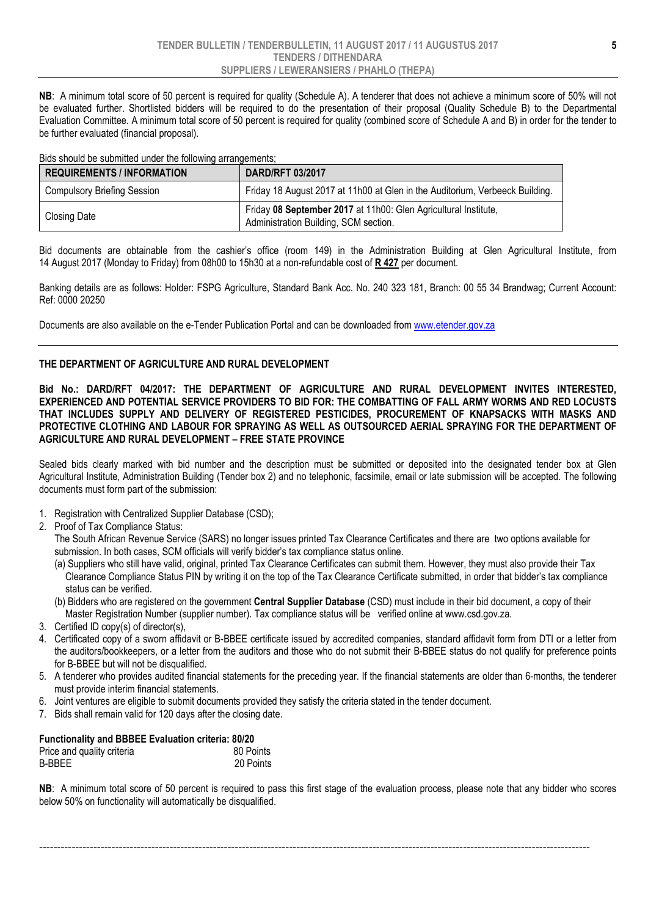**NB**: A minimum total score of 50 percent is required for quality (Schedule A). A tenderer that does not achieve a minimum score of 50% will not be evaluated further. Shortlisted bidders will be required to do the presentation of their proposal (Quality Schedule B) to the Departmental Evaluation Committee. A minimum total score of 50 percent is required for quality (combined score of Schedule A and B) in order for the tender to be further evaluated (financial proposal).

Bids should be submitted under the following arrangements;

| REQUIREMENTS / INFORMATION | DARD/RFT 03/2017 |
|---|---|
| Compulsory Briefing Session | Friday 18 August 2017 at 11h00 at Glen in the Auditorium, Verbeeck Building. |
| Closing Date | Friday **08 September 2017** at 11h00: Glen Agricultural Institute, Administration Building, SCM section. |

Bid documents are obtainable from the cashier's office (room 149) in the Administration Building at Glen Agricultural Institute, from 14 August 2017 (Monday to Friday) from 08h00 to 15h30 at a non-refundable cost of **R 427** per document.

Banking details are as follows: Holder: FSPG Agriculture, Standard Bank Acc. No. 240 323 181, Branch: 00 55 34 Brandwag; Current Account: Ref: 0000 20250

Documents are also available on the e-Tender Publication Portal and can be downloaded from www.etender.gov.za

---

**THE DEPARTMENT OF AGRICULTURE AND RURAL DEVELOPMENT**

**Bid No.: DARD/RFT 04/2017: THE DEPARTMENT OF AGRICULTURE AND RURAL DEVELOPMENT INVITES INTERESTED, EXPERIENCED AND POTENTIAL SERVICE PROVIDERS TO BID FOR: THE COMBATTING OF FALL ARMY WORMS AND RED LOCUSTS THAT INCLUDES SUPPLY AND DELIVERY OF REGISTERED PESTICIDES, PROCUREMENT OF KNAPSACKS WITH MASKS AND PROTECTIVE CLOTHING AND LABOUR FOR SPRAYING AS WELL AS OUTSOURCED AERIAL SPRAYING FOR THE DEPARTMENT OF AGRICULTURE AND RURAL DEVELOPMENT – FREE STATE PROVINCE**

Sealed bids clearly marked with bid number and the description must be submitted or deposited into the designated tender box at Glen Agricultural Institute, Administration Building (Tender box 2) and no telephonic, facsimile, email or late submission will be accepted. The following documents must form part of the submission:

1. Registration with Centralized Supplier Database (CSD);
2. Proof of Tax Compliance Status:
   The South African Revenue Service (SARS) no longer issues printed Tax Clearance Certificates and there are two options available for submission. In both cases, SCM officials will verify bidder's tax compliance status online.
   (a) Suppliers who still have valid, original, printed Tax Clearance Certificates can submit them. However, they must also provide their Tax Clearance Compliance Status PIN by writing it on the top of the Tax Clearance Certificate submitted, in order that bidder's tax compliance status can be verified.
   (b) Bidders who are registered on the government **Central Supplier Database** (CSD) must include in their bid document, a copy of their Master Registration Number (supplier number). Tax compliance status will be verified online at www.csd.gov.za.
3. Certified ID copy(s) of director(s),
4. Certificated copy of a sworn affidavit or B-BBEE certificate issued by accredited companies, standard affidavit form from DTI or a letter from the auditors/bookkeepers, or a letter from the auditors and those who do not submit their B-BBEE status do not qualify for preference points for B-BBEE but will not be disqualified.
5. A tenderer who provides audited financial statements for the preceding year. If the financial statements are older than 6-months, the tenderer must provide interim financial statements.
6. Joint ventures are eligible to submit documents provided they satisfy the criteria stated in the tender document.
7. Bids shall remain valid for 120 days after the closing date.

**Functionality and BBBEE Evaluation criteria: 80/20**

| | |
|---|---|
| Price and quality criteria | 80 Points |
| B-BBEE | 20 Points |

**NB**: A minimum total score of 50 percent is required to pass this first stage of the evaluation process, please note that any bidder who scores below 50% on functionality will automatically be disqualified.

---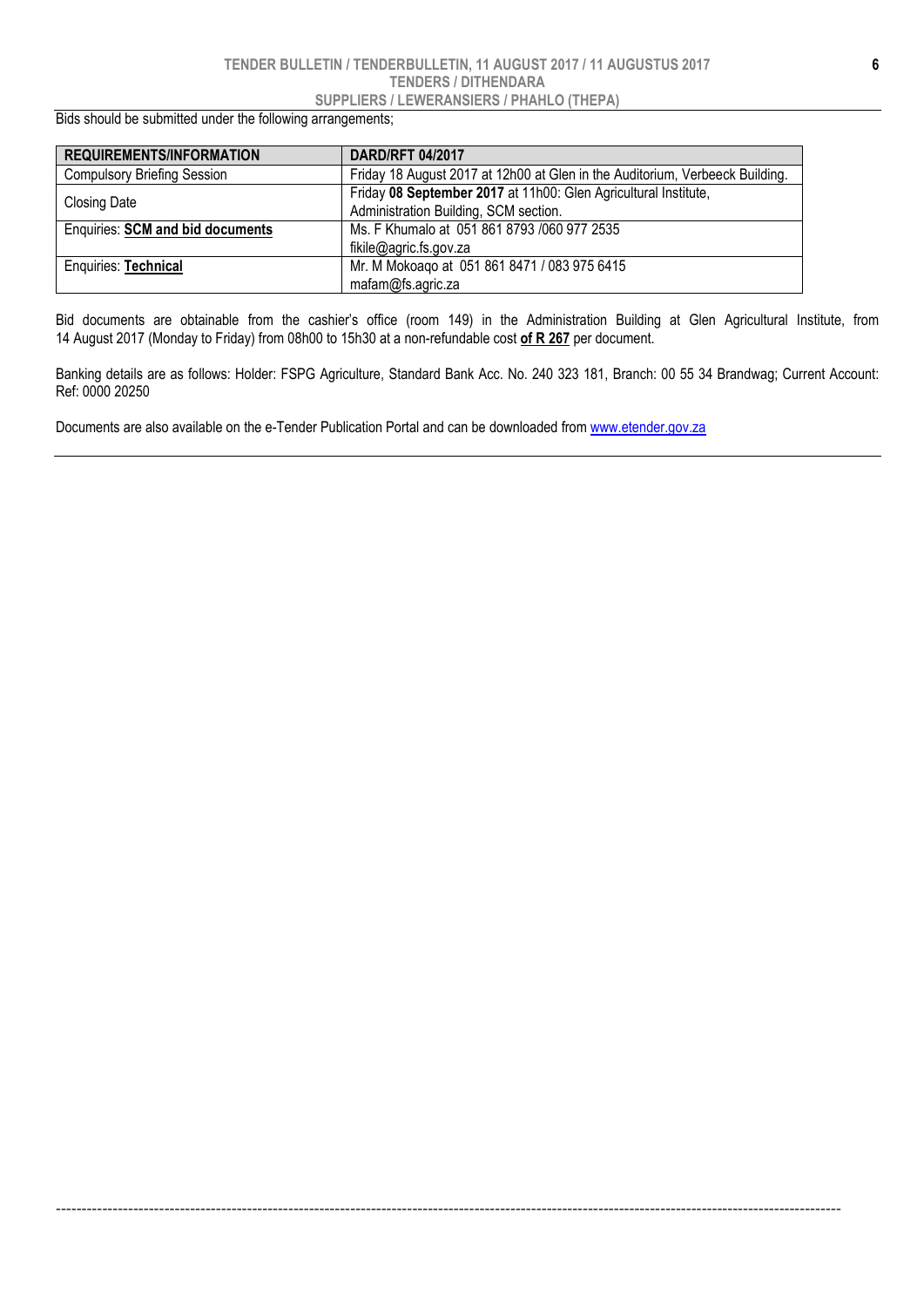Bids should be submitted under the following arrangements;

| **REQUIREMENTS/INFORMATION** | **DARD/RFT 04/2017** |
|---|---|
| Compulsory Briefing Session | Friday 18 August 2017 at 12h00 at Glen in the Auditorium, Verbeeck Building. |
| Closing Date | Friday **08 September 2017** at 11h00: Glen Agricultural Institute, Administration Building, SCM section. |
| Enquiries: **SCM and bid documents** | Ms. F Khumalo at 051 861 8793 /060 977 2535 fikile@agric.fs.gov.za |
| Enquiries: **Technical** | Mr. M Mokoaqo at 051 861 8471 / 083 975 6415 mafam@fs.agric.za |

Bid documents are obtainable from the cashier's office (room 149) in the Administration Building at Glen Agricultural Institute, from 14 August 2017 (Monday to Friday) from 08h00 to 15h30 at a non-refundable cost **of R 267** per document.

Banking details are as follows: Holder: FSPG Agriculture, Standard Bank Acc. No. 240 323 181, Branch: 00 55 34 Brandwag; Current Account: Ref: 0000 20250

Documents are also available on the e-Tender Publication Portal and can be downloaded from www.etender.gov.za

---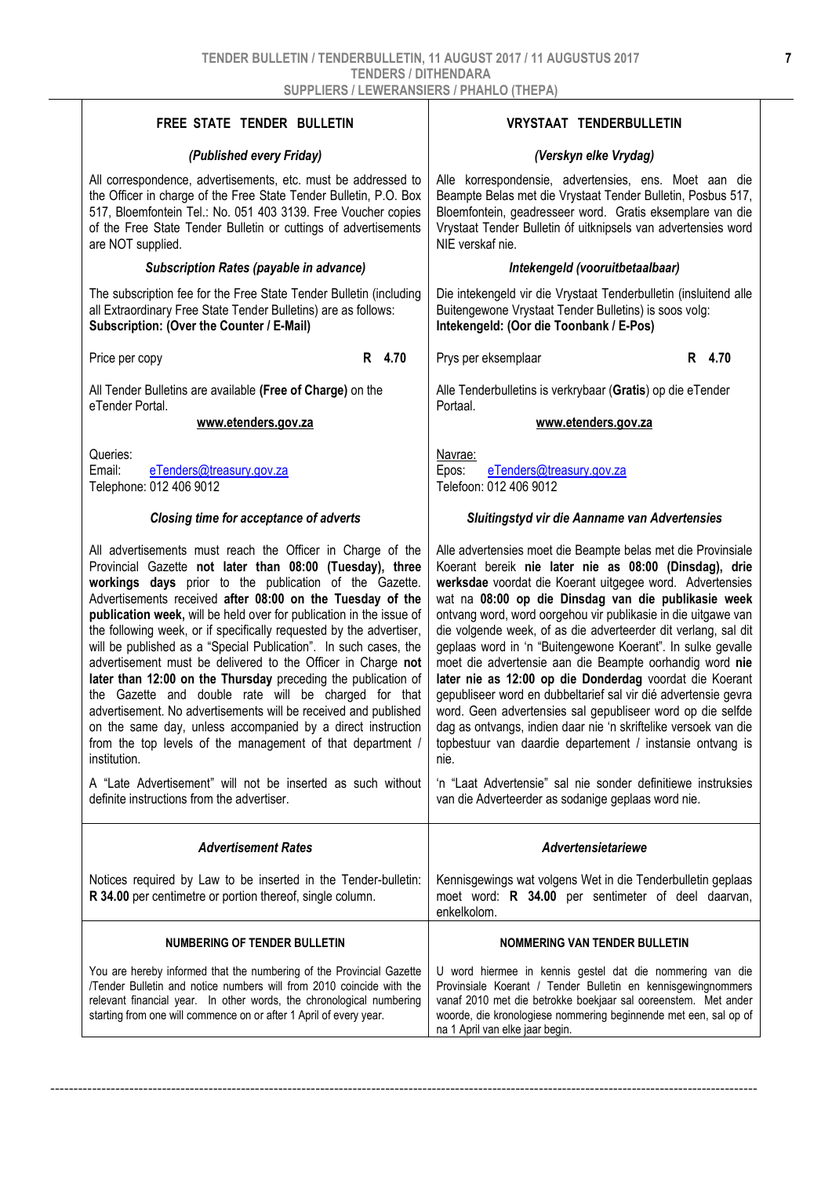## FREE STATE TENDER BULLETIN

*(Published every Friday)*

All correspondence, advertisements, etc. must be addressed to the Officer in charge of the Free State Tender Bulletin, P.O. Box 517, Bloemfontein Tel.: No. 051 403 3139. Free Voucher copies of the Free State Tender Bulletin or cuttings of advertisements are NOT supplied.

***Subscription Rates (payable in advance)***

The subscription fee for the Free State Tender Bulletin (including all Extraordinary Free State Tender Bulletins) are as follows:
**Subscription: (Over the Counter / E-Mail)**

Price per copy **R 4.70**

All Tender Bulletins are available **(Free of Charge)** on the eTender Portal.

**www.etenders.gov.za**

Queries:
Email: eTenders@treasury.gov.za
Telephone: 012 406 9012

***Closing time for acceptance of adverts***

All advertisements must reach the Officer in Charge of the Provincial Gazette **not later than 08:00 (Tuesday), three workings days** prior to the publication of the Gazette. Advertisements received **after 08:00 on the Tuesday of the publication week,** will be held over for publication in the issue of the following week, or if specifically requested by the advertiser, will be published as a "Special Publication". In such cases, the advertisement must be delivered to the Officer in Charge **not later than 12:00 on the Thursday** preceding the publication of the Gazette and double rate will be charged for that advertisement. No advertisements will be received and published on the same day, unless accompanied by a direct instruction from the top levels of the management of that department / institution.

A "Late Advertisement" will not be inserted as such without definite instructions from the advertiser.

***Advertisement Rates***

Notices required by Law to be inserted in the Tender-bulletin: **R 34.00** per centimetre or portion thereof, single column.

**NUMBERING OF TENDER BULLETIN**

You are hereby informed that the numbering of the Provincial Gazette /Tender Bulletin and notice numbers will from 2010 coincide with the relevant financial year. In other words, the chronological numbering starting from one will commence on or after 1 April of every year.

## VRYSTAAT TENDERBULLETIN

*(Verskyn elke Vrydag)*

Alle korrespondensie, advertensies, ens. Moet aan die Beampte Belas met die Vrystaat Tender Bulletin, Posbus 517, Bloemfontein, geadresseer word. Gratis eksemplare van die Vrystaat Tender Bulletin óf uitknipsels van advertensies word NIE verskaf nie.

***Intekengeld (vooruitbetaalbaar)***

Die intekengeld vir die Vrystaat Tenderbulletin (insluitend alle Buitengewone Vrystaat Tender Bulletins) is soos volg:
**Intekengeld: (Oor die Toonbank / E-Pos)**

Prys per eksemplaar **R 4.70**

Alle Tenderbulletins is verkrybaar (**Gratis**) op die eTender Portaal.

**www.etenders.gov.za**

Navrae:
Epos: eTenders@treasury.gov.za
Telefoon: 012 406 9012

***Sluitingstyd vir die Aanname van Advertensies***

Alle advertensies moet die Beampte belas met die Provinsiale Koerant bereik **nie later nie as 08:00 (Dinsdag), drie werksdae** voordat die Koerant uitgegee word. Advertensies wat na **08:00 op die Dinsdag van die publikasie week** ontvang word, word oorgehou vir publikasie in die uitgawe van die volgende week, of as die adverteerder dit verlang, sal dit geplaas word in 'n "Buitengewone Koerant". In sulke gevalle moet die advertensie aan die Beampte oorhandig word **nie later nie as 12:00 op die Donderdag** voordat die Koerant gepubliseer word en dubbeltarief sal vir dié advertensie gevra word. Geen advertensies sal gepubliseer word op die selfde dag as ontvangs, indien daar nie 'n skriftelike versoek van die topbestuur van daardie departement / instansie ontvang is nie.

'n "Laat Advertensie" sal nie sonder definitiewe instruksies van die Adverteerder as sodanige geplaas word nie.

***Advertensietariewe***

Kennisgewings wat volgens Wet in die Tenderbulletin geplaas moet word: **R 34.00** per sentimeter of deel daarvan, enkelkolom.

**NOMMERING VAN TENDER BULLETIN**

U word hiermee in kennis gestel dat die nommering van die Provinsiale Koerant / Tender Bulletin en kennisgewingnommers vanaf 2010 met die betrokke boekjaar sal ooreenstem. Met ander woorde, die kronologiese nommering beginnende met een, sal op of na 1 April van elke jaar begin.